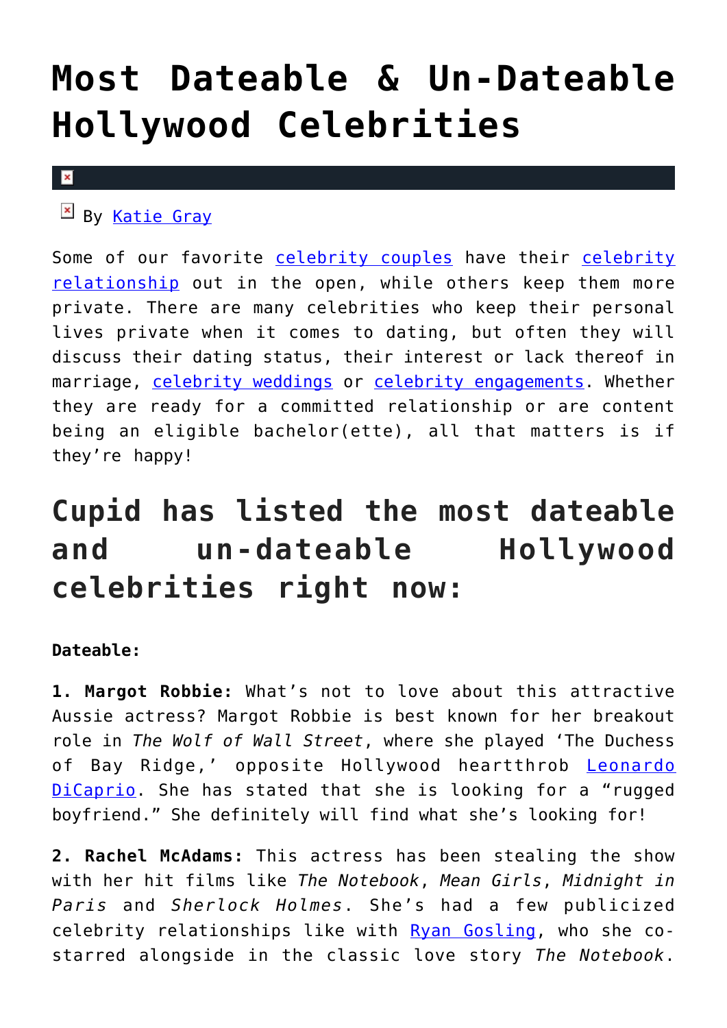# Most Dateable & Un-Dateable Hollywood Celebrities

By Katie Gray

Some of our favorite celebrity couples have their celebrity relationship out in the open, while others keep them more private. There are many celebrities who keep their personal lives private when it comes to dating, but often they will discuss their dating status, their interest or lack thereof in marriage, celebrity weddings or celebrity engagements. Whether they are ready for a committed relationship or are content being an eligible bachelor(ette), all that matters is if they're happy!

## Cupid has listed the most dateable and un-dateable Hollywood celebrities right now:

**Dateable:**

**1. Margot Robbie:** What's not to love about this attractive Aussie actress? Margot Robbie is best known for her breakout role in *The Wolf of Wall Street*, where she played 'The Duchess of Bay Ridge,' opposite Hollywood heartthrob Leonardo DiCaprio. She has stated that she is looking for a "rugged boyfriend." She definitely will find what she's looking for!

**2. Rachel McAdams:** This actress has been stealing the show with her hit films like *The Notebook*, *Mean Girls*, *Midnight in Paris* and *Sherlock Holmes*. She's had a few publicized celebrity relationships like with Ryan Gosling, who she co-starred alongside in the classic love story *The Notebook*.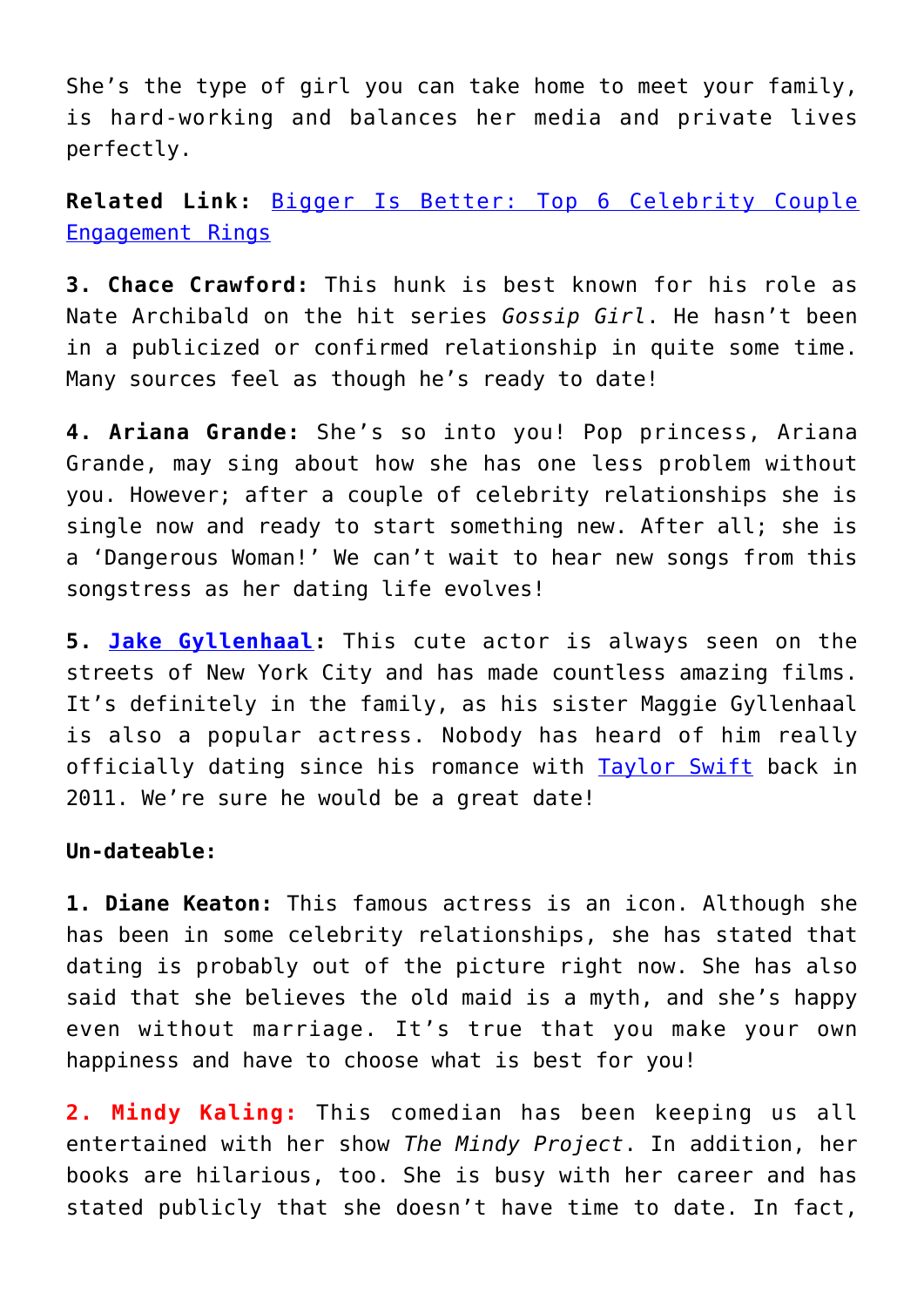She's the type of girl you can take home to meet your family, is hard-working and balances her media and private lives perfectly.

**Related Link:** [Bigger Is Better: Top 6 Celebrity Couple Engagement Rings]()

**3. Chace Crawford:** This hunk is best known for his role as Nate Archibald on the hit series *Gossip Girl*. He hasn't been in a publicized or confirmed relationship in quite some time. Many sources feel as though he's ready to date!

**4. Ariana Grande:** She's so into you! Pop princess, Ariana Grande, may sing about how she has one less problem without you. However; after a couple of celebrity relationships she is single now and ready to start something new. After all; she is a 'Dangerous Woman!' We can't wait to hear new songs from this songstress as her dating life evolves!

**5. [Jake Gyllenhaal]():** This cute actor is always seen on the streets of New York City and has made countless amazing films. It's definitely in the family, as his sister Maggie Gyllenhaal is also a popular actress. Nobody has heard of him really officially dating since his romance with [Taylor Swift]() back in 2011. We're sure he would be a great date!

**Un-dateable:**

**1. Diane Keaton:** This famous actress is an icon. Although she has been in some celebrity relationships, she has stated that dating is probably out of the picture right now. She has also said that she believes the old maid is a myth, and she's happy even without marriage. It's true that you make your own happiness and have to choose what is best for you!

**2. Mindy Kaling:** This comedian has been keeping us all entertained with her show *The Mindy Project*. In addition, her books are hilarious, too. She is busy with her career and has stated publicly that she doesn't have time to date. In fact,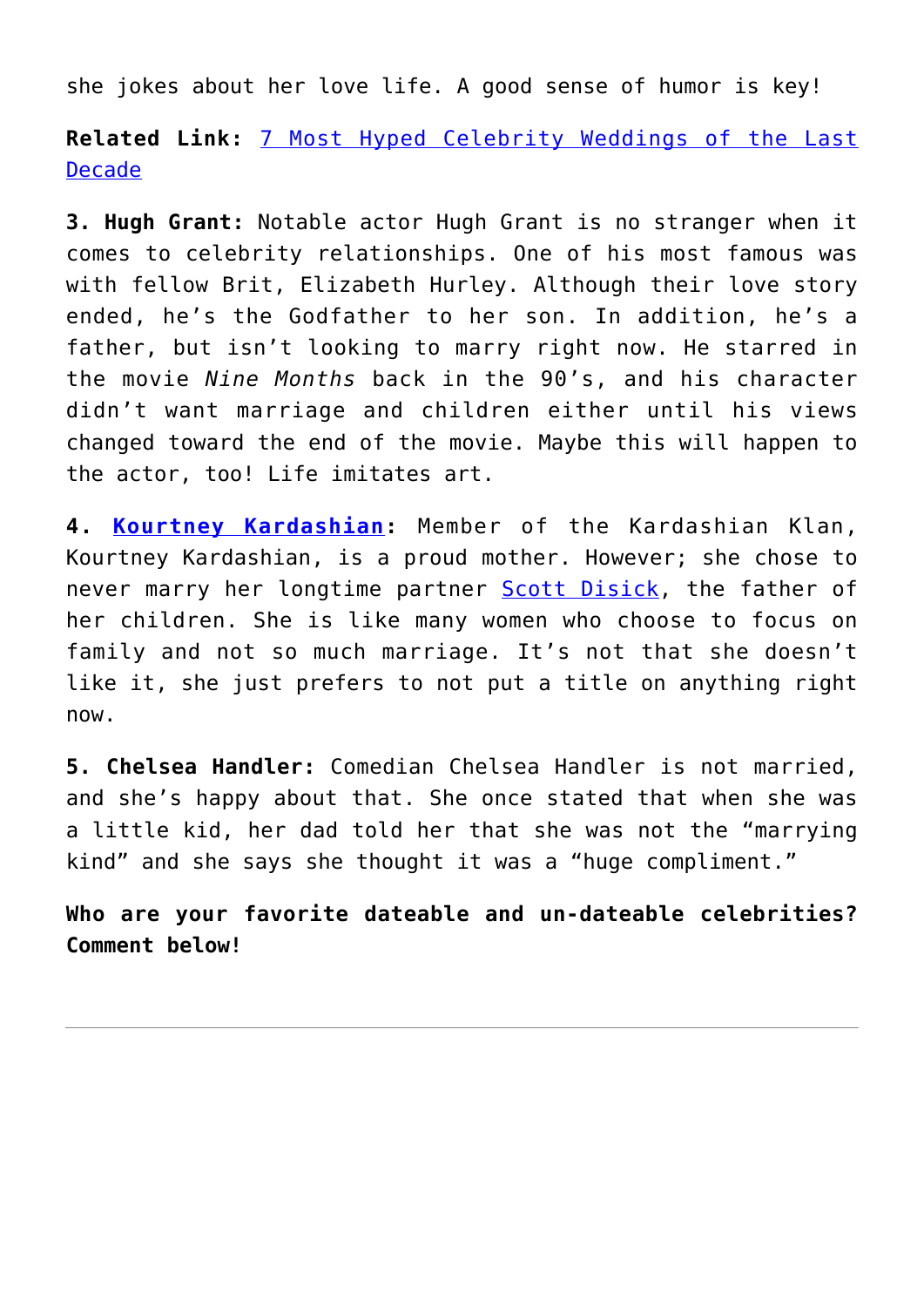she jokes about her love life. A good sense of humor is key!

**Related Link:** [7 Most Hyped Celebrity Weddings of the Last Decade]()

**3. Hugh Grant:** Notable actor Hugh Grant is no stranger when it comes to celebrity relationships. One of his most famous was with fellow Brit, Elizabeth Hurley. Although their love story ended, he's the Godfather to her son. In addition, he's a father, but isn't looking to marry right now. He starred in the movie *Nine Months* back in the 90's, and his character didn't want marriage and children either until his views changed toward the end of the movie. Maybe this will happen to the actor, too! Life imitates art.

**4. [Kourtney Kardashian]():** Member of the Kardashian Klan, Kourtney Kardashian, is a proud mother. However; she chose to never marry her longtime partner [Scott Disick](), the father of her children. She is like many women who choose to focus on family and not so much marriage. It's not that she doesn't like it, she just prefers to not put a title on anything right now.

**5. Chelsea Handler:** Comedian Chelsea Handler is not married, and she's happy about that. She once stated that when she was a little kid, her dad told her that she was not the "marrying kind" and she says she thought it was a "huge compliment."

**Who are your favorite dateable and un-dateable celebrities? Comment below!**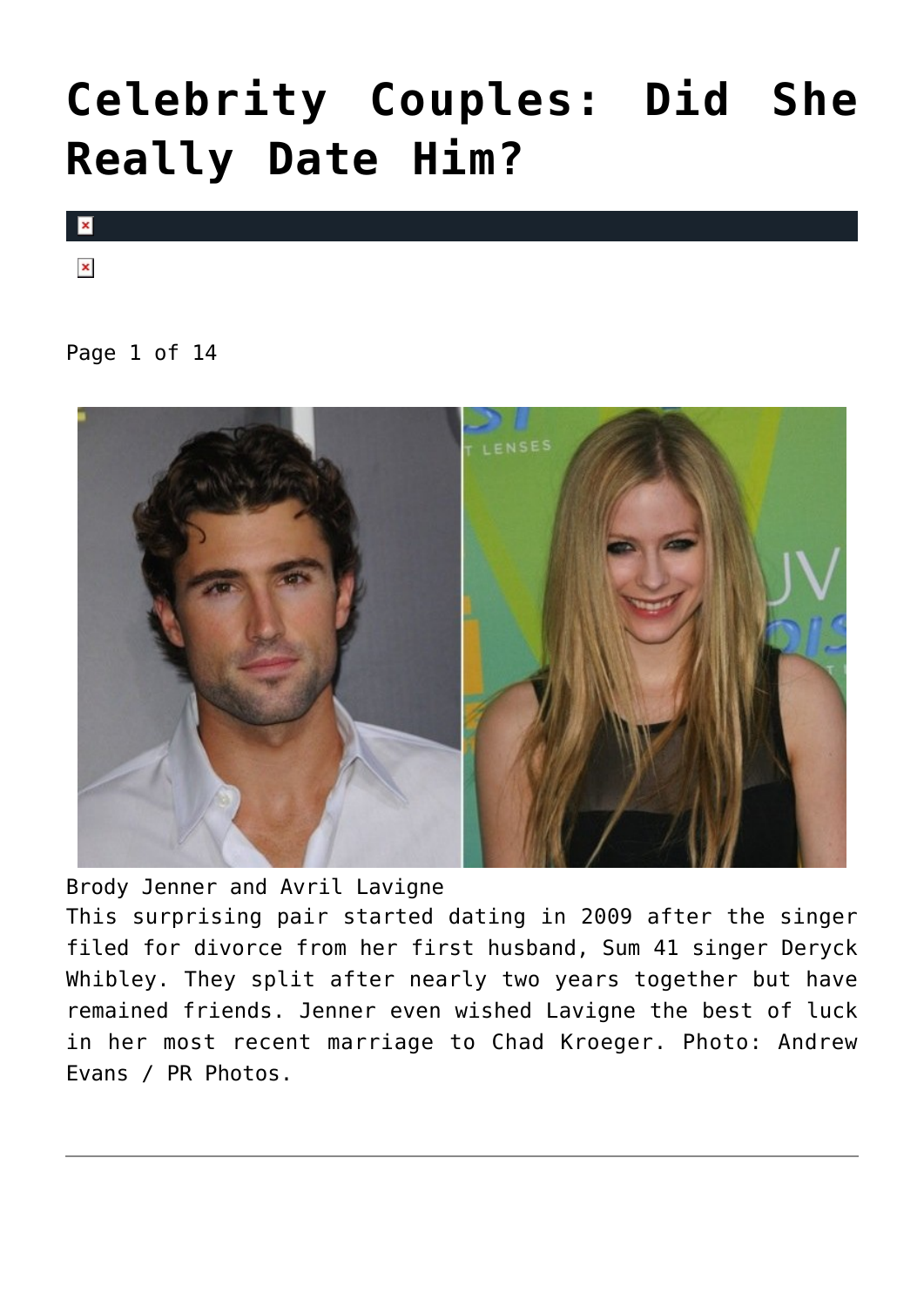# Celebrity Couples: Did She Really Date Him?

Page 1 of 14

Brody Jenner and Avril Lavigne
This surprising pair started dating in 2009 after the singer filed for divorce from her first husband, Sum 41 singer Deryck Whibley. They split after nearly two years together but have remained friends. Jenner even wished Lavigne the best of luck in her most recent marriage to Chad Kroeger. Photo: Andrew Evans / PR Photos.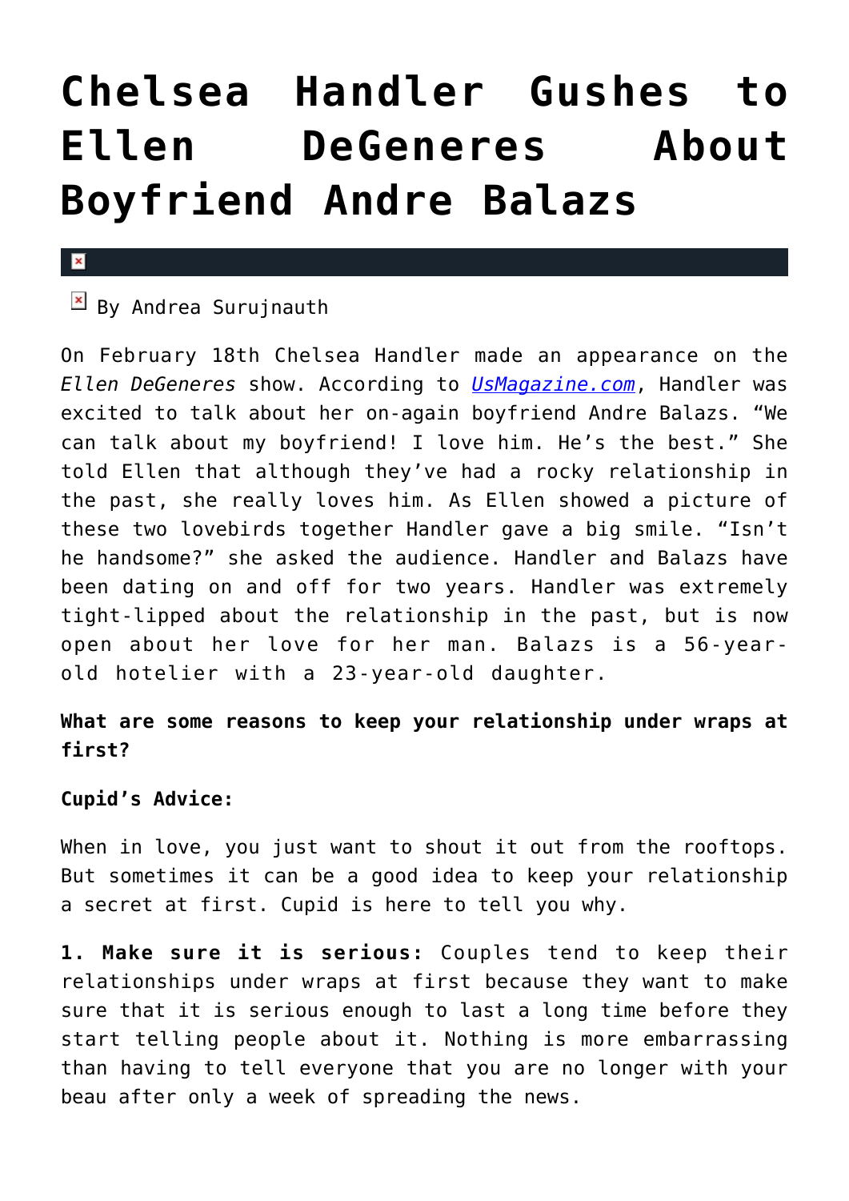# Chelsea Handler Gushes to Ellen DeGeneres About Boyfriend Andre Balazs

By Andrea Surujnauth

On February 18th Chelsea Handler made an appearance on the *Ellen DeGeneres* show. According to [UsMagazine.com](UsMagazine.com), Handler was excited to talk about her on-again boyfriend Andre Balazs. "We can talk about my boyfriend! I love him. He's the best." She told Ellen that although they've had a rocky relationship in the past, she really loves him. As Ellen showed a picture of these two lovebirds together Handler gave a big smile. "Isn't he handsome?" she asked the audience. Handler and Balazs have been dating on and off for two years. Handler was extremely tight-lipped about the relationship in the past, but is now open about her love for her man. Balazs is a 56-year-old hotelier with a 23-year-old daughter.

**What are some reasons to keep your relationship under wraps at first?**

**Cupid's Advice:**

When in love, you just want to shout it out from the rooftops. But sometimes it can be a good idea to keep your relationship a secret at first. Cupid is here to tell you why.

**1. Make sure it is serious:** Couples tend to keep their relationships under wraps at first because they want to make sure that it is serious enough to last a long time before they start telling people about it. Nothing is more embarrassing than having to tell everyone that you are no longer with your beau after only a week of spreading the news.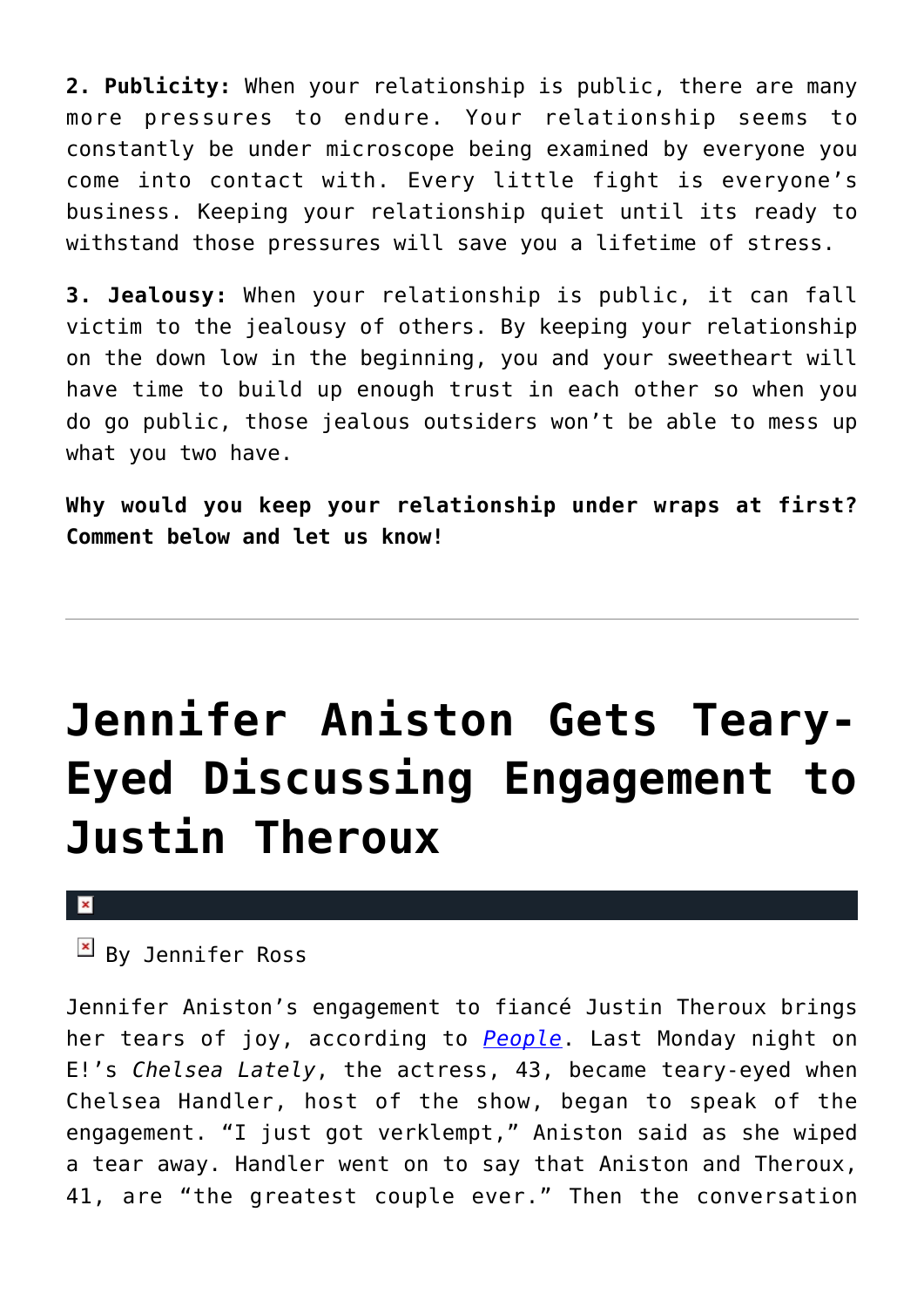**2. Publicity:** When your relationship is public, there are many more pressures to endure. Your relationship seems to constantly be under microscope being examined by everyone you come into contact with. Every little fight is everyone's business. Keeping your relationship quiet until its ready to withstand those pressures will save you a lifetime of stress.

**3. Jealousy:** When your relationship is public, it can fall victim to the jealousy of others. By keeping your relationship on the down low in the beginning, you and your sweetheart will have time to build up enough trust in each other so when you do go public, those jealous outsiders won't be able to mess up what you two have.

**Why would you keep your relationship under wraps at first? Comment below and let us know!**

---

# Jennifer Aniston Gets Teary-Eyed Discussing Engagement to Justin Theroux

By Jennifer Ross

Jennifer Aniston's engagement to fiancé Justin Theroux brings her tears of joy, according to *People*. Last Monday night on E!'s *Chelsea Lately*, the actress, 43, became teary-eyed when Chelsea Handler, host of the show, began to speak of the engagement. "I just got verklempt," Aniston said as she wiped a tear away. Handler went on to say that Aniston and Theroux, 41, are "the greatest couple ever." Then the conversation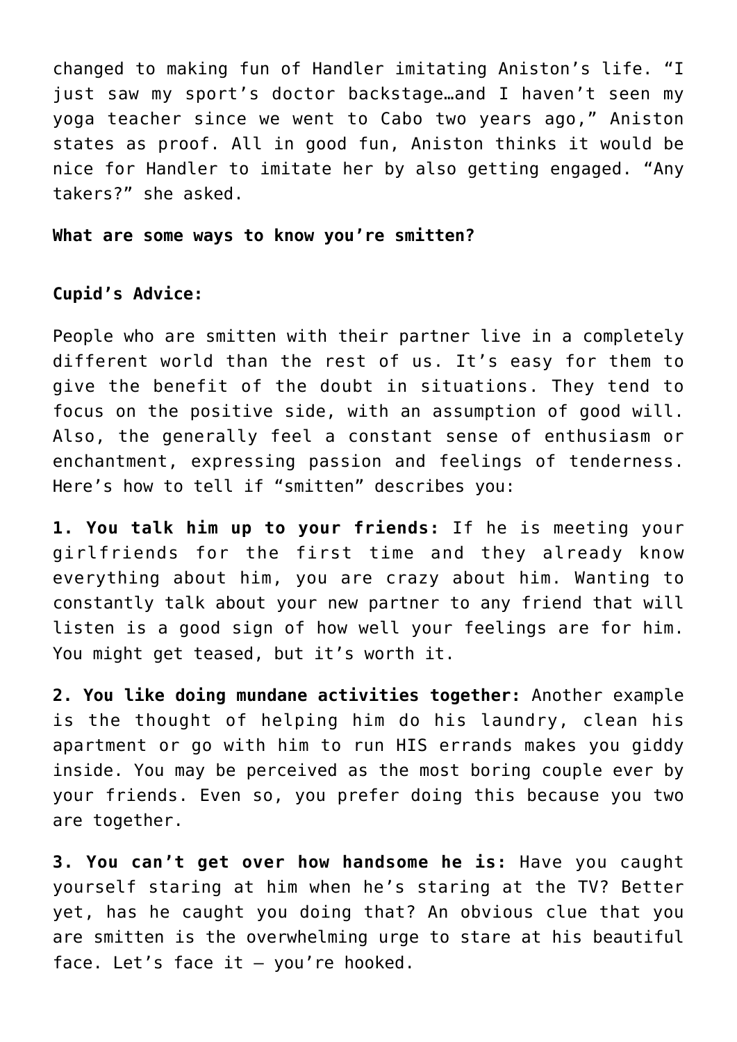changed to making fun of Handler imitating Aniston's life. "I just saw my sport's doctor backstage…and I haven't seen my yoga teacher since we went to Cabo two years ago," Aniston states as proof. All in good fun, Aniston thinks it would be nice for Handler to imitate her by also getting engaged. "Any takers?" she asked.

**What are some ways to know you're smitten?**

**Cupid's Advice:**

People who are smitten with their partner live in a completely different world than the rest of us. It's easy for them to give the benefit of the doubt in situations. They tend to focus on the positive side, with an assumption of good will. Also, the generally feel a constant sense of enthusiasm or enchantment, expressing passion and feelings of tenderness. Here's how to tell if "smitten" describes you:

**1. You talk him up to your friends:** If he is meeting your girlfriends for the first time and they already know everything about him, you are crazy about him. Wanting to constantly talk about your new partner to any friend that will listen is a good sign of how well your feelings are for him. You might get teased, but it's worth it.

**2. You like doing mundane activities together:** Another example is the thought of helping him do his laundry, clean his apartment or go with him to run HIS errands makes you giddy inside. You may be perceived as the most boring couple ever by your friends. Even so, you prefer doing this because you two are together.

**3. You can't get over how handsome he is:** Have you caught yourself staring at him when he's staring at the TV? Better yet, has he caught you doing that? An obvious clue that you are smitten is the overwhelming urge to stare at his beautiful face. Let's face it – you're hooked.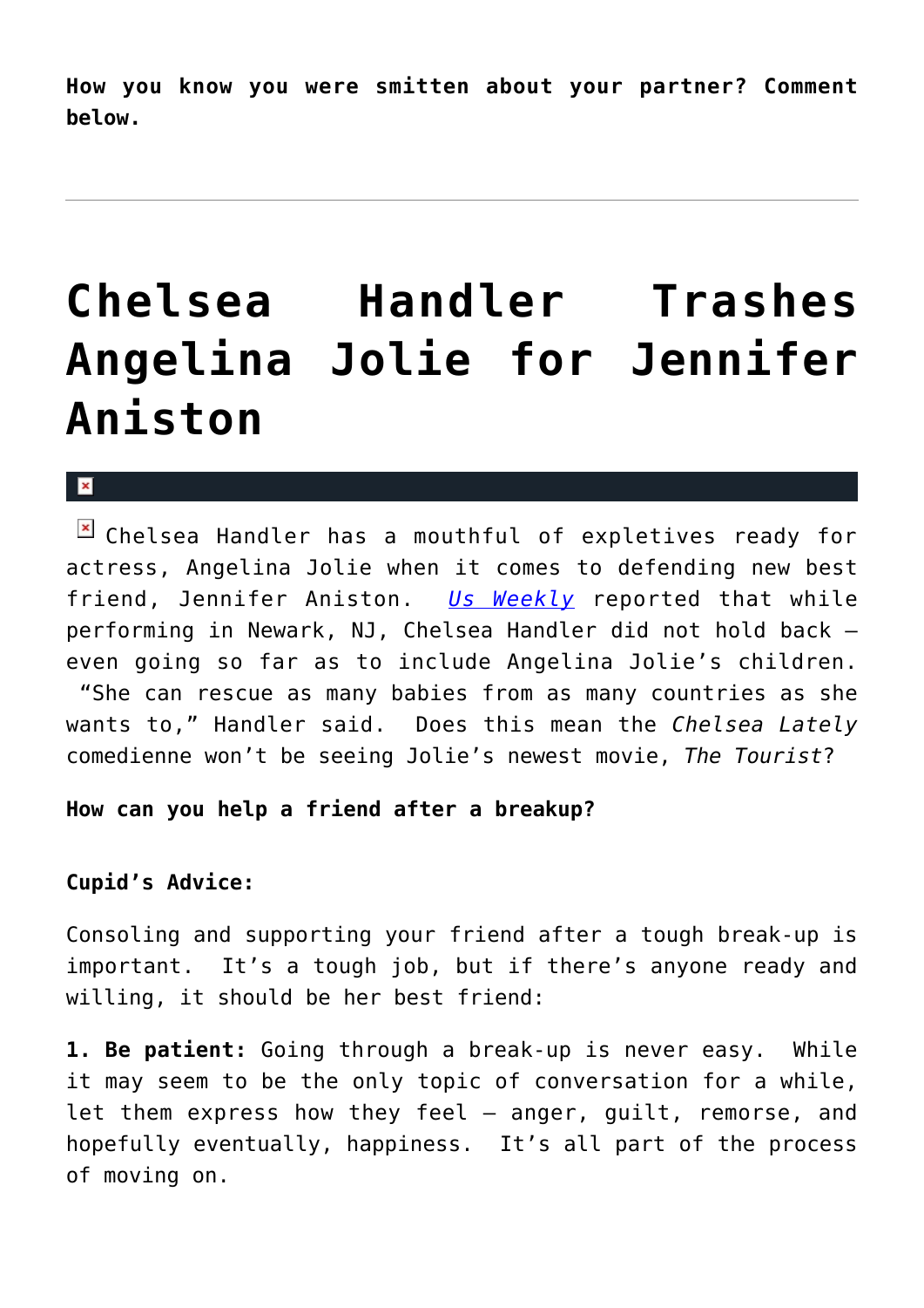**How you know you were smitten about your partner? Comment below.**

---

# Chelsea Handler Trashes Angelina Jolie for Jennifer Aniston

Chelsea Handler has a mouthful of expletives ready for actress, Angelina Jolie when it comes to defending new best friend, Jennifer Aniston. *Us Weekly* reported that while performing in Newark, NJ, Chelsea Handler did not hold back – even going so far as to include Angelina Jolie's children. "She can rescue as many babies from as many countries as she wants to," Handler said. Does this mean the *Chelsea Lately* comedienne won't be seeing Jolie's newest movie, *The Tourist*?

**How can you help a friend after a breakup?**

**Cupid's Advice:**

Consoling and supporting your friend after a tough break-up is important. It's a tough job, but if there's anyone ready and willing, it should be her best friend:

**1. Be patient:** Going through a break-up is never easy. While it may seem to be the only topic of conversation for a while, let them express how they feel – anger, guilt, remorse, and hopefully eventually, happiness. It's all part of the process of moving on.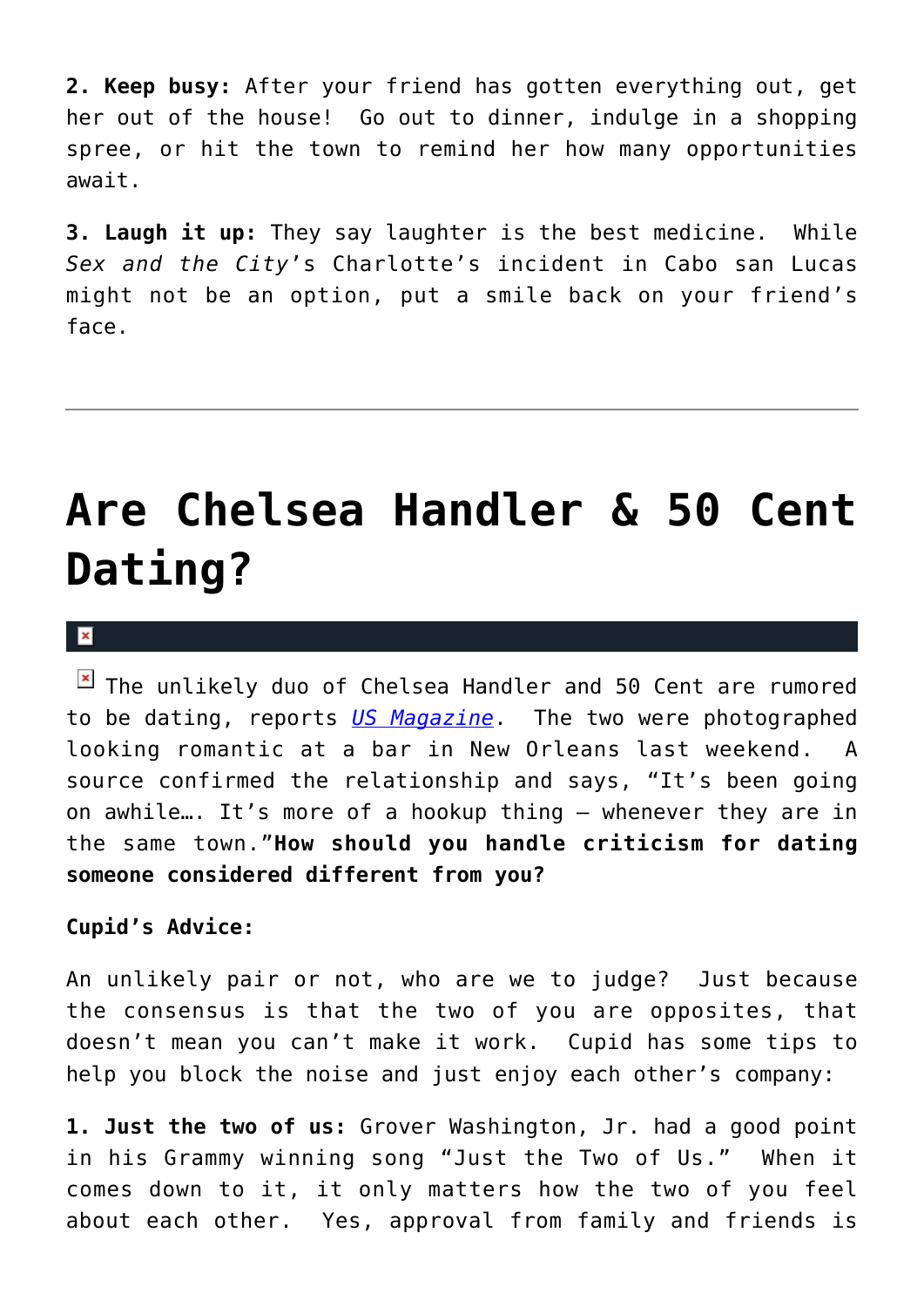**2. Keep busy:** After your friend has gotten everything out, get her out of the house!  Go out to dinner, indulge in a shopping spree, or hit the town to remind her how many opportunities await.

**3. Laugh it up:** They say laughter is the best medicine.  While *Sex and the City*'s Charlotte's incident in Cabo san Lucas might not be an option, put a smile back on your friend's face.

---

# Are Chelsea Handler & 50 Cent Dating?

The unlikely duo of Chelsea Handler and 50 Cent are rumored to be dating, reports *US Magazine*.  The two were photographed looking romantic at a bar in New Orleans last weekend.  A source confirmed the relationship and says, "It's been going on awhile…. It's more of a hookup thing – whenever they are in the same town."**How should you handle criticism for dating someone considered different from you?**

**Cupid's Advice:**

An unlikely pair or not, who are we to judge?  Just because the consensus is that the two of you are opposites, that doesn't mean you can't make it work.  Cupid has some tips to help you block the noise and just enjoy each other's company:

**1. Just the two of us:** Grover Washington, Jr. had a good point in his Grammy winning song "Just the Two of Us."  When it comes down to it, it only matters how the two of you feel about each other.  Yes, approval from family and friends is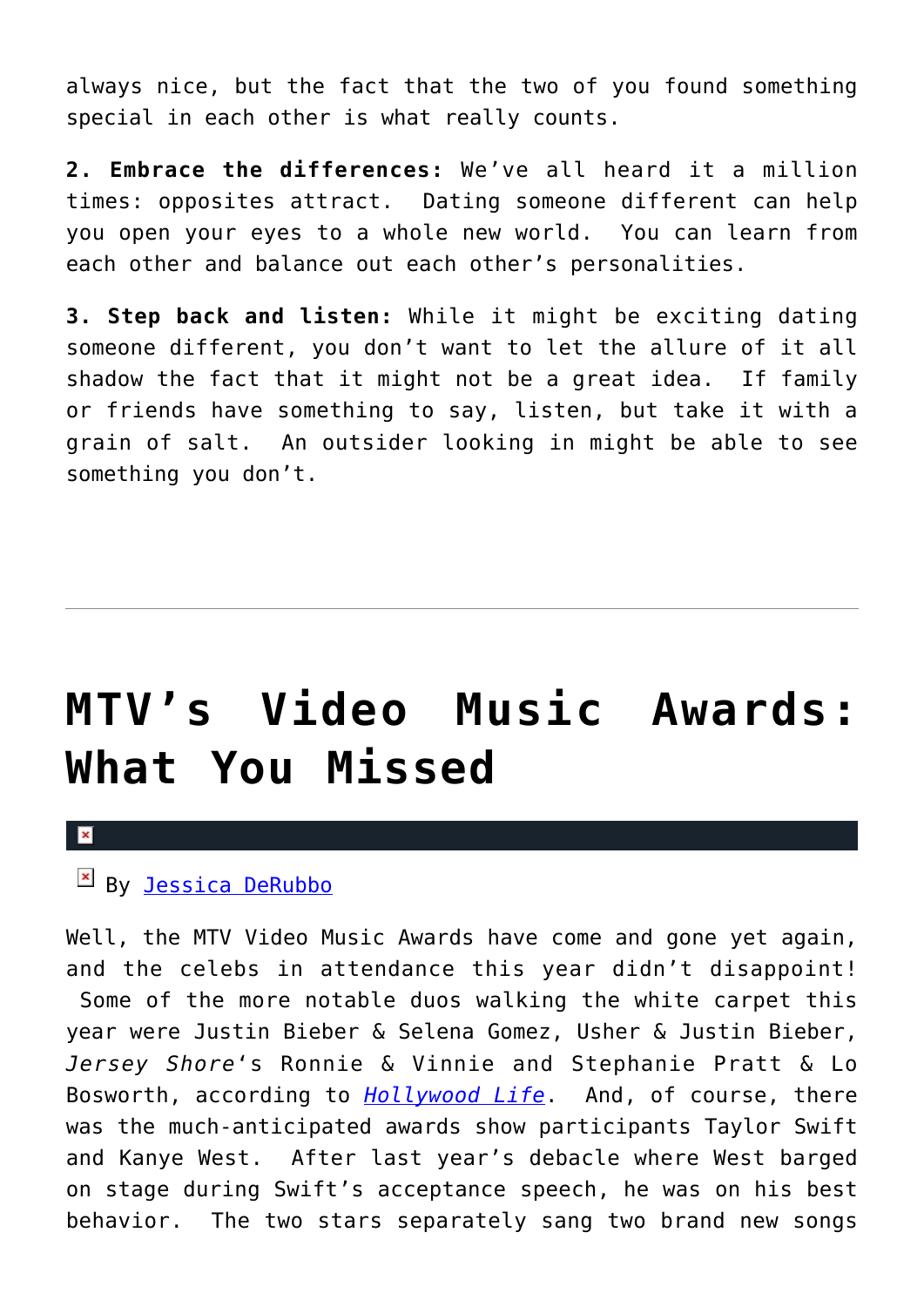always nice, but the fact that the two of you found something special in each other is what really counts.

**2. Embrace the differences:** We've all heard it a million times: opposites attract. Dating someone different can help you open your eyes to a whole new world. You can learn from each other and balance out each other's personalities.

**3. Step back and listen:** While it might be exciting dating someone different, you don't want to let the allure of it all shadow the fact that it might not be a great idea. If family or friends have something to say, listen, but take it with a grain of salt. An outsider looking in might be able to see something you don't.

---

# MTV's Video Music Awards: What You Missed

By Jessica DeRubbo

Well, the MTV Video Music Awards have come and gone yet again, and the celebs in attendance this year didn't disappoint! Some of the more notable duos walking the white carpet this year were Justin Bieber & Selena Gomez, Usher & Justin Bieber, *Jersey Shore*'s Ronnie & Vinnie and Stephanie Pratt & Lo Bosworth, according to *Hollywood Life*. And, of course, there was the much-anticipated awards show participants Taylor Swift and Kanye West. After last year's debacle where West barged on stage during Swift's acceptance speech, he was on his best behavior. The two stars separately sang two brand new songs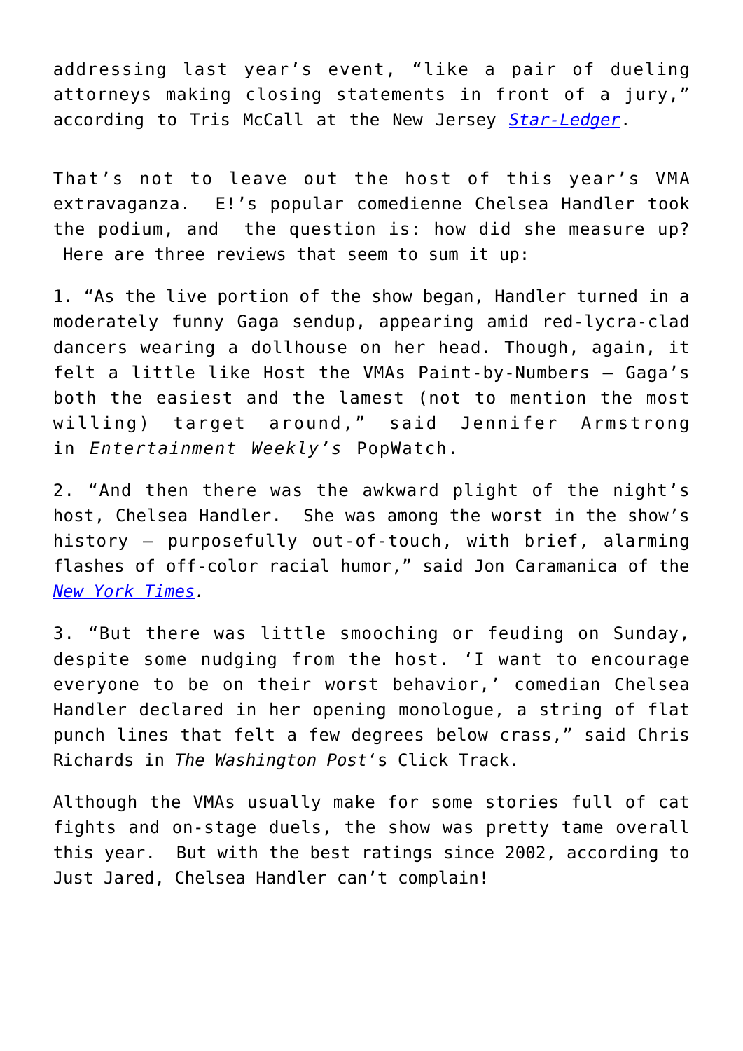addressing last year's event, "like a pair of dueling attorneys making closing statements in front of a jury," according to Tris McCall at the New Jersey *Star-Ledger*.

That's not to leave out the host of this year's VMA extravaganza. E!'s popular comedienne Chelsea Handler took the podium, and the question is: how did she measure up? Here are three reviews that seem to sum it up:

1. "As the live portion of the show began, Handler turned in a moderately funny Gaga sendup, appearing amid red-lycra-clad dancers wearing a dollhouse on her head. Though, again, it felt a little like Host the VMAs Paint-by-Numbers — Gaga's both the easiest and the lamest (not to mention the most willing) target around," said Jennifer Armstrong in *Entertainment Weekly's* PopWatch.

2. "And then there was the awkward plight of the night's host, Chelsea Handler. She was among the worst in the show's history — purposefully out-of-touch, with brief, alarming flashes of off-color racial humor," said Jon Caramanica of the *New York Times.*

3. "But there was little smooching or feuding on Sunday, despite some nudging from the host. 'I want to encourage everyone to be on their worst behavior,' comedian Chelsea Handler declared in her opening monologue, a string of flat punch lines that felt a few degrees below crass," said Chris Richards in *The Washington Post*'s Click Track.

Although the VMAs usually make for some stories full of cat fights and on-stage duels, the show was pretty tame overall this year. But with the best ratings since 2002, according to Just Jared, Chelsea Handler can't complain!